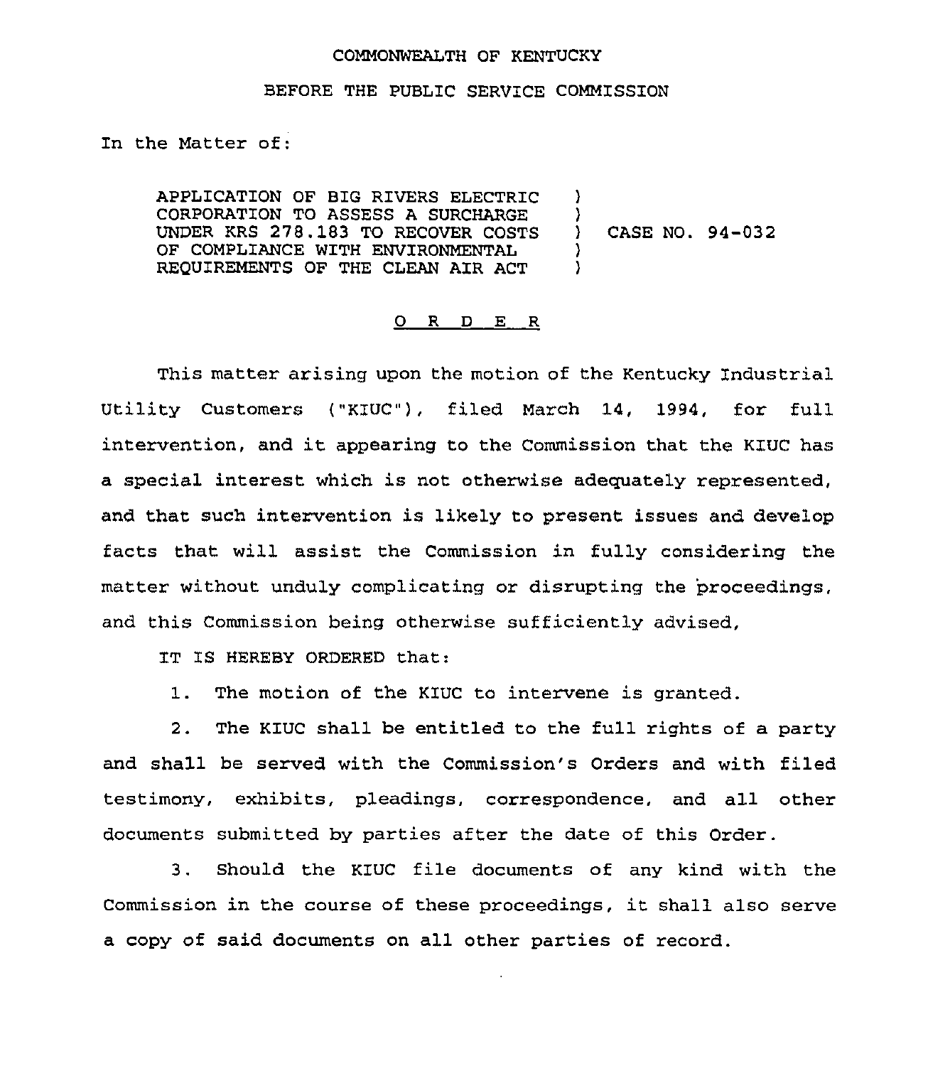COMMONWEALTH OF KENTUCKY

BEFORE THE PUBLIC SERVICE COMMISSION

In the Matter of:

| | | |
|---|---|---|
| APPLICATION OF BIG RIVERS ELECTRIC CORPORATION TO ASSESS A SURCHARGE UNDER KRS 278.183 TO RECOVER COSTS OF COMPLIANCE WITH ENVIRONMENTAL REQUIREMENTS OF THE CLEAN AIR ACT | ) | CASE NO. 94-032 |

## O R D E R

This matter arising upon the motion of the Kentucky Industrial Utility Customers ("KIUC"), filed March 14, 1994, for full intervention, and it appearing to the Commission that the KIUC has a special interest which is not otherwise adequately represented, and that such intervention is likely to present issues and develop facts that will assist the Commission in fully considering the matter without unduly complicating or disrupting the proceedings, and this Commission being otherwise sufficiently advised,

IT IS HEREBY ORDERED that:

1. The motion of the KIUC to intervene is granted.

2. The KIUC shall be entitled to the full rights of a party and shall be served with the Commission's Orders and with filed testimony, exhibits, pleadings, correspondence, and all other documents submitted by parties after the date of this Order.

3. Should the KIUC file documents of any kind with the Commission in the course of these proceedings, it shall also serve a copy of said documents on all other parties of record.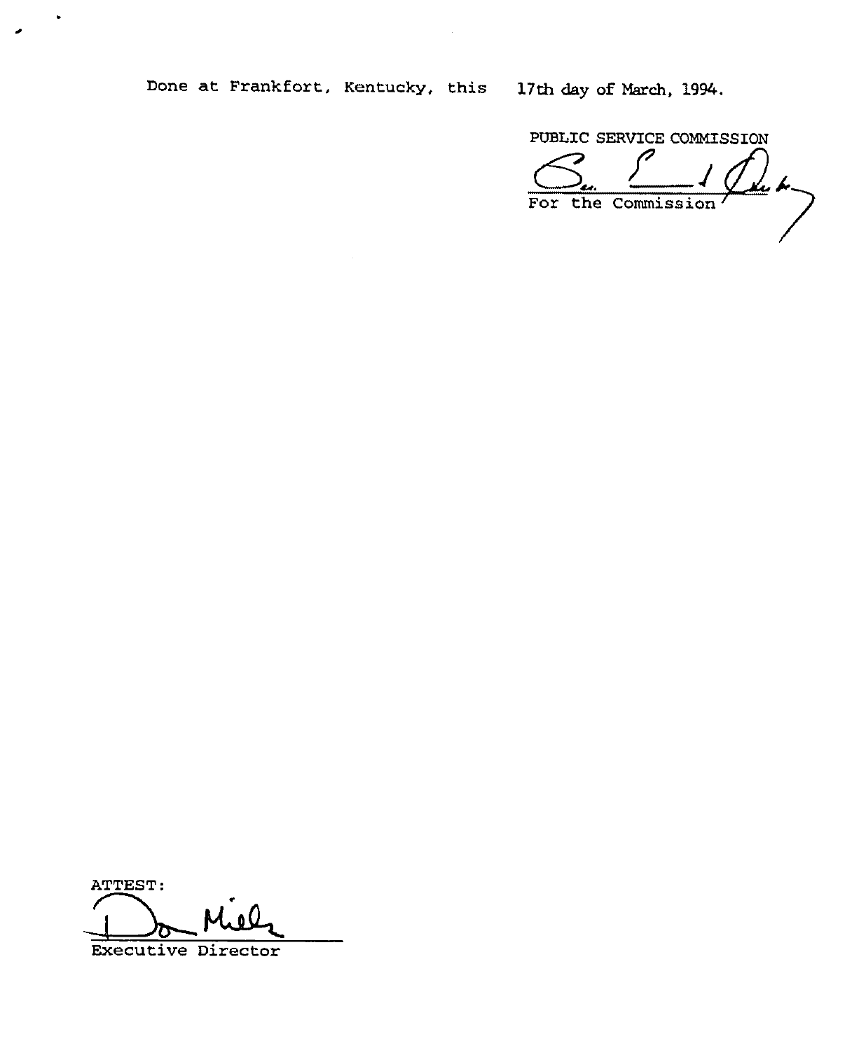Done at Frankfort, Kentucky, this 17th day of March, 1994.

PUBLIC SERVICE COMMISSION

For the Commission

ATTEST:

Executive Director